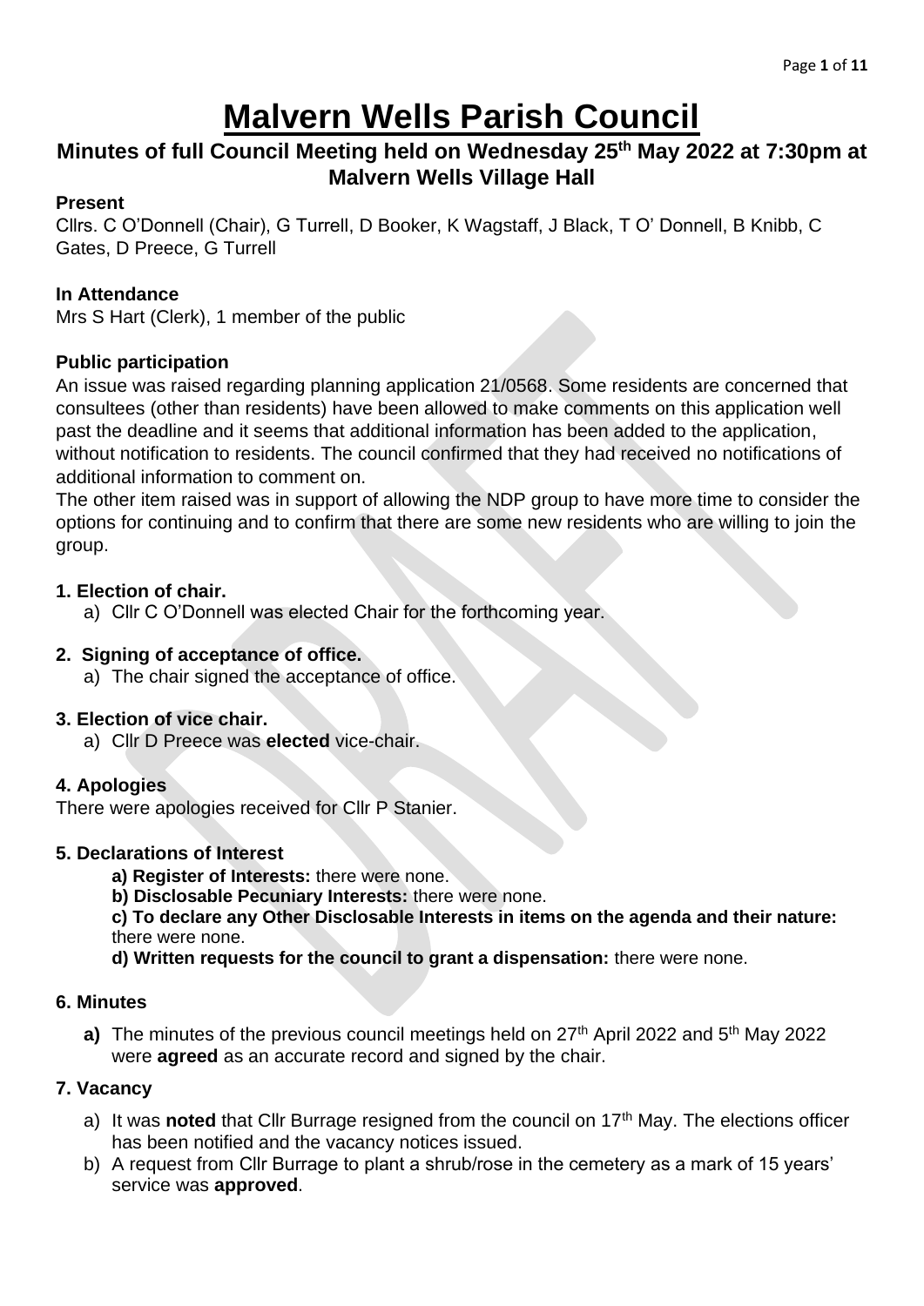# Malvern Wells Parish Council

## Minutes of full Council Meeting held on Wednesday 25th May 2022 at 7:30pm at Malvern Wells Village Hall

**Present**

Cllrs. C O'Donnell (Chair), G Turrell, D Booker, K Wagstaff, J Black, T O' Donnell, B Knibb, C Gates, D Preece, G Turrell

**In Attendance**

Mrs S Hart (Clerk), 1 member of the public

**Public participation**

An issue was raised regarding planning application 21/0568. Some residents are concerned that consultees (other than residents) have been allowed to make comments on this application well past the deadline and it seems that additional information has been added to the application, without notification to residents. The council confirmed that they had received no notifications of additional information to comment on.

The other item raised was in support of allowing the NDP group to have more time to consider the options for continuing and to confirm that there are some new residents who are willing to join the group.

**1. Election of chair.**

a) Cllr C O'Donnell was elected Chair for the forthcoming year.

**2. Signing of acceptance of office.**

a) The chair signed the acceptance of office.

**3. Election of vice chair.**

a) Cllr D Preece was **elected** vice-chair.

**4. Apologies**

There were apologies received for Cllr P Stanier.

**5. Declarations of Interest**

**a) Register of Interests:** there were none.

**b) Disclosable Pecuniary Interests:** there were none.

**c) To declare any Other Disclosable Interests in items on the agenda and their nature:** there were none.

**d) Written requests for the council to grant a dispensation:** there were none.

**6. Minutes**

**a)** The minutes of the previous council meetings held on 27th April 2022 and 5th May 2022 were **agreed** as an accurate record and signed by the chair.

**7. Vacancy**

a) It was **noted** that Cllr Burrage resigned from the council on 17th May. The elections officer has been notified and the vacancy notices issued.

b) A request from Cllr Burrage to plant a shrub/rose in the cemetery as a mark of 15 years' service was **approved**.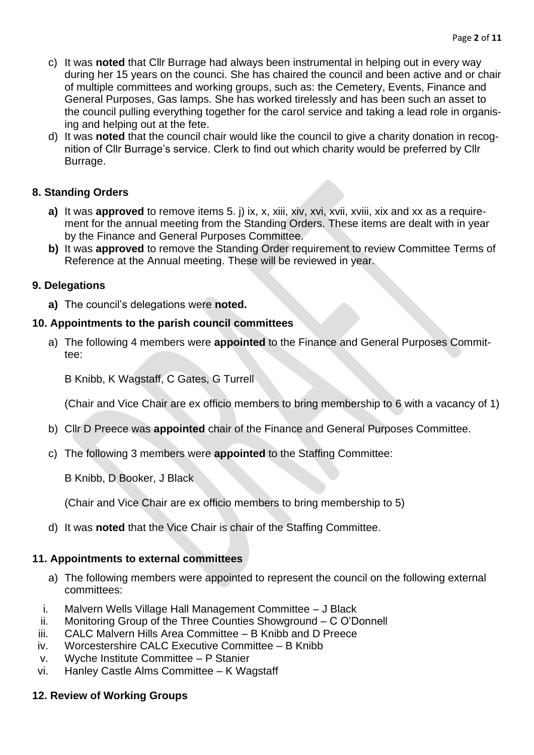c) It was **noted** that Cllr Burrage had always been instrumental in helping out in every way during her 15 years on the counci. She has chaired the council and been active and or chair of multiple committees and working groups, such as: the Cemetery, Events, Finance and General Purposes, Gas lamps. She has worked tirelessly and has been such an asset to the council pulling everything together for the carol service and taking a lead role in organising and helping out at the fete.

d) It was **noted** that the council chair would like the council to give a charity donation in recognition of Cllr Burrage's service. Clerk to find out which charity would be preferred by Cllr Burrage.

### 8. Standing Orders

**a)** It was **approved** to remove items 5. j) ix, x, xiii, xiv, xvi, xvii, xviii, xix and xx as a requirement for the annual meeting from the Standing Orders. These items are dealt with in year by the Finance and General Purposes Committee.

**b)** It was **approved** to remove the Standing Order requirement to review Committee Terms of Reference at the Annual meeting. These will be reviewed in year.

### 9. Delegations

**a)** The council's delegations were **noted.**

### 10. Appointments to the parish council committees

a) The following 4 members were **appointed** to the Finance and General Purposes Committee:

B Knibb, K Wagstaff, C Gates, G Turrell

(Chair and Vice Chair are ex officio members to bring membership to 6 with a vacancy of 1)

b) Cllr D Preece was **appointed** chair of the Finance and General Purposes Committee.

c) The following 3 members were **appointed** to the Staffing Committee:

B Knibb, D Booker, J Black

(Chair and Vice Chair are ex officio members to bring membership to 5)

d) It was **noted** that the Vice Chair is chair of the Staffing Committee.

### 11. Appointments to external committees

a) The following members were appointed to represent the council on the following external committees:

i. Malvern Wells Village Hall Management Committee – J Black
ii. Monitoring Group of the Three Counties Showground – C O'Donnell
iii. CALC Malvern Hills Area Committee – B Knibb and D Preece
iv. Worcestershire CALC Executive Committee – B Knibb
v. Wyche Institute Committee – P Stanier
vi. Hanley Castle Alms Committee – K Wagstaff

### 12. Review of Working Groups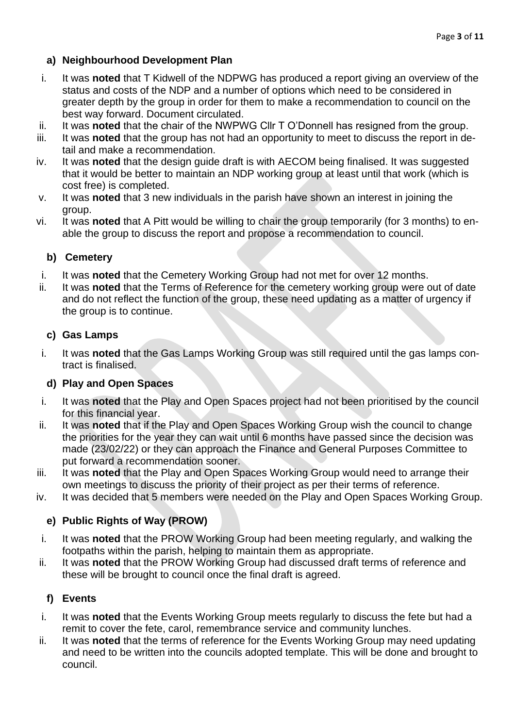### a) Neighbourhood Development Plan

i. It was **noted** that T Kidwell of the NDPWG has produced a report giving an overview of the status and costs of the NDP and a number of options which need to be considered in greater depth by the group in order for them to make a recommendation to council on the best way forward. Document circulated.
ii. It was **noted** that the chair of the NWPWG Cllr T O'Donnell has resigned from the group.
iii. It was **noted** that the group has not had an opportunity to meet to discuss the report in detail and make a recommendation.
iv. It was **noted** that the design guide draft is with AECOM being finalised. It was suggested that it would be better to maintain an NDP working group at least until that work (which is cost free) is completed.
v. It was **noted** that 3 new individuals in the parish have shown an interest in joining the group.
vi. It was **noted** that A Pitt would be willing to chair the group temporarily (for 3 months) to enable the group to discuss the report and propose a recommendation to council.

### b) Cemetery

i. It was **noted** that the Cemetery Working Group had not met for over 12 months.
ii. It was **noted** that the Terms of Reference for the cemetery working group were out of date and do not reflect the function of the group, these need updating as a matter of urgency if the group is to continue.

### c) Gas Lamps

i. It was **noted** that the Gas Lamps Working Group was still required until the gas lamps contract is finalised.

### d) Play and Open Spaces

i. It was **noted** that the Play and Open Spaces project had not been prioritised by the council for this financial year.
ii. It was **noted** that if the Play and Open Spaces Working Group wish the council to change the priorities for the year they can wait until 6 months have passed since the decision was made (23/02/22) or they can approach the Finance and General Purposes Committee to put forward a recommendation sooner.
iii. It was **noted** that the Play and Open Spaces Working Group would need to arrange their own meetings to discuss the priority of their project as per their terms of reference.
iv. It was decided that 5 members were needed on the Play and Open Spaces Working Group.

### e) Public Rights of Way (PROW)

i. It was **noted** that the PROW Working Group had been meeting regularly, and walking the footpaths within the parish, helping to maintain them as appropriate.
ii. It was **noted** that the PROW Working Group had discussed draft terms of reference and these will be brought to council once the final draft is agreed.

### f) Events

i. It was **noted** that the Events Working Group meets regularly to discuss the fete but had a remit to cover the fete, carol, remembrance service and community lunches.
ii. It was **noted** that the terms of reference for the Events Working Group may need updating and need to be written into the councils adopted template. This will be done and brought to council.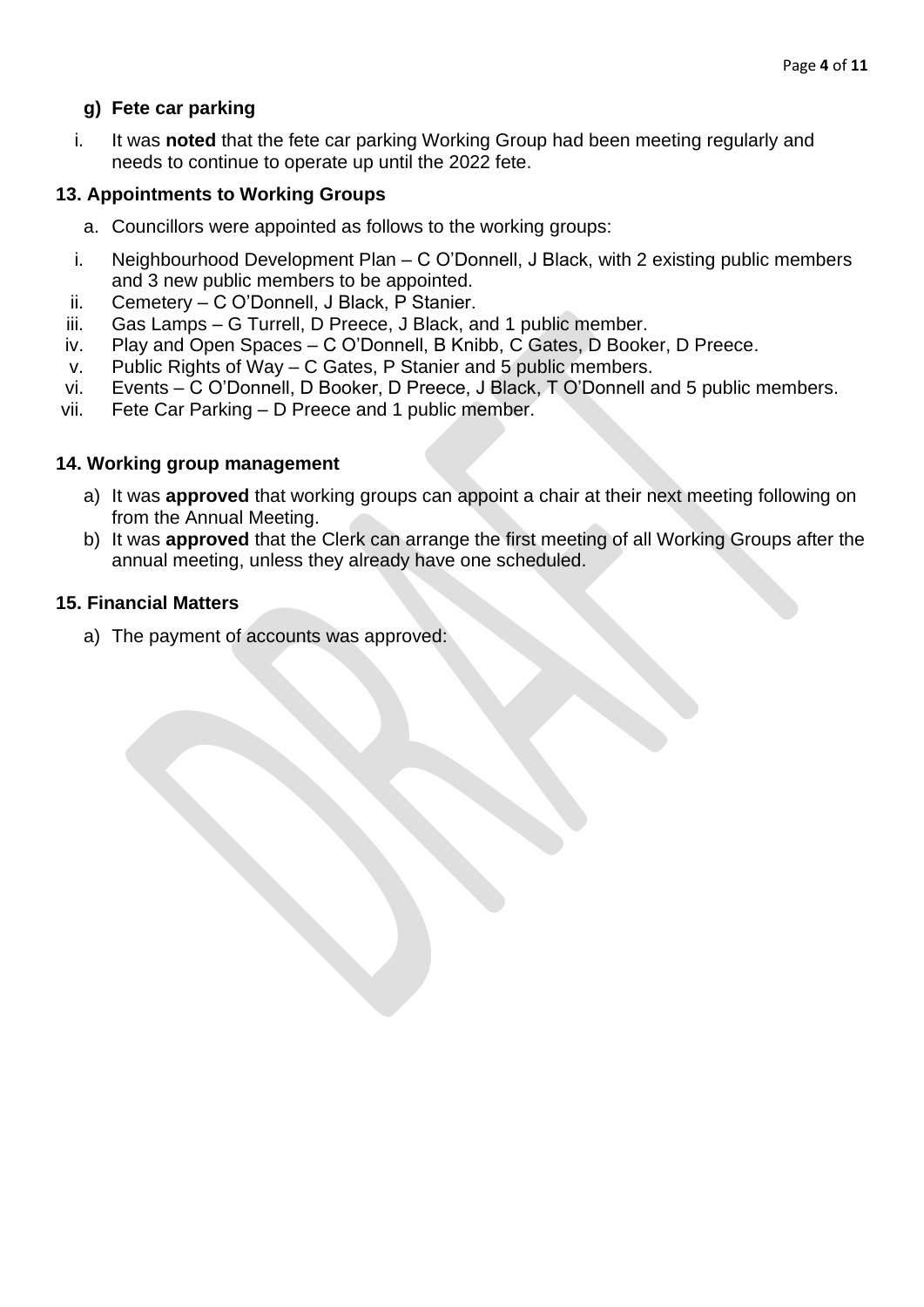**g) Fete car parking**

i. It was **noted** that the fete car parking Working Group had been meeting regularly and needs to continue to operate up until the 2022 fete.

### 13. Appointments to Working Groups

a. Councillors were appointed as follows to the working groups:

i. Neighbourhood Development Plan – C O'Donnell, J Black, with 2 existing public members and 3 new public members to be appointed.
ii. Cemetery – C O'Donnell, J Black, P Stanier.
iii. Gas Lamps – G Turrell, D Preece, J Black, and 1 public member.
iv. Play and Open Spaces – C O'Donnell, B Knibb, C Gates, D Booker, D Preece.
v. Public Rights of Way – C Gates, P Stanier and 5 public members.
vi. Events – C O'Donnell, D Booker, D Preece, J Black, T O'Donnell and 5 public members.
vii. Fete Car Parking – D Preece and 1 public member.

### 14. Working group management

a) It was **approved** that working groups can appoint a chair at their next meeting following on from the Annual Meeting.
b) It was **approved** that the Clerk can arrange the first meeting of all Working Groups after the annual meeting, unless they already have one scheduled.

### 15. Financial Matters

a) The payment of accounts was approved: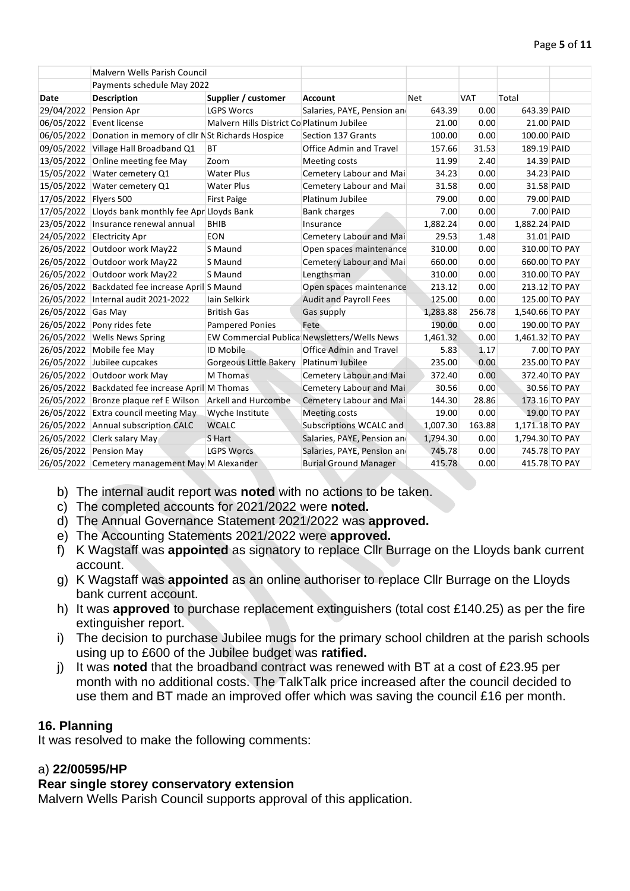| | Malvern Wells Parish Council | | | | | | |
|---|---|---|---|---|---|---|---|
| | Payments schedule May 2022 | | | | | | |
| Date | Description | Supplier / customer | Account | Net | VAT | Total | |
| 29/04/2022 | Pension Apr | LGPS Worcs | Salaries, PAYE, Pension an | 643.39 | 0.00 | 643.39 | PAID |
| 06/05/2022 | Event license | Malvern Hills District Co | Platinum Jubilee | 21.00 | 0.00 | 21.00 | PAID |
| 06/05/2022 | Donation in memory of cllr N | St Richards Hospice | Section 137 Grants | 100.00 | 0.00 | 100.00 | PAID |
| 09/05/2022 | Village Hall Broadband Q1 | BT | Office Admin and Travel | 157.66 | 31.53 | 189.19 | PAID |
| 13/05/2022 | Online meeting fee May | Zoom | Meeting costs | 11.99 | 2.40 | 14.39 | PAID |
| 15/05/2022 | Water cemetery Q1 | Water Plus | Cemetery Labour and Mai | 34.23 | 0.00 | 34.23 | PAID |
| 15/05/2022 | Water cemetery Q1 | Water Plus | Cemetery Labour and Mai | 31.58 | 0.00 | 31.58 | PAID |
| 17/05/2022 | Flyers 500 | First Paige | Platinum Jubilee | 79.00 | 0.00 | 79.00 | PAID |
| 17/05/2022 | Lloyds bank monthly fee Apr | Lloyds Bank | Bank charges | 7.00 | 0.00 | 7.00 | PAID |
| 23/05/2022 | Insurance renewal annual | BHIB | Insurance | 1,882.24 | 0.00 | 1,882.24 | PAID |
| 24/05/2022 | Electricity Apr | EON | Cemetery Labour and Mai | 29.53 | 1.48 | 31.01 | PAID |
| 26/05/2022 | Outdoor work May22 | S Maund | Open spaces maintenance | 310.00 | 0.00 | 310.00 | TO PAY |
| 26/05/2022 | Outdoor work May22 | S Maund | Cemetery Labour and Mai | 660.00 | 0.00 | 660.00 | TO PAY |
| 26/05/2022 | Outdoor work May22 | S Maund | Lengthsman | 310.00 | 0.00 | 310.00 | TO PAY |
| 26/05/2022 | Backdated fee increase April | S Maund | Open spaces maintenance | 213.12 | 0.00 | 213.12 | TO PAY |
| 26/05/2022 | Internal audit 2021-2022 | Iain Selkirk | Audit and Payroll Fees | 125.00 | 0.00 | 125.00 | TO PAY |
| 26/05/2022 | Gas May | British Gas | Gas supply | 1,283.88 | 256.78 | 1,540.66 | TO PAY |
| 26/05/2022 | Pony rides fete | Pampered Ponies | Fete | 190.00 | 0.00 | 190.00 | TO PAY |
| 26/05/2022 | Wells News Spring | EW Commercial Publica | Newsletters/Wells News | 1,461.32 | 0.00 | 1,461.32 | TO PAY |
| 26/05/2022 | Mobile fee May | ID Mobile | Office Admin and Travel | 5.83 | 1.17 | 7.00 | TO PAY |
| 26/05/2022 | Jubilee cupcakes | Gorgeous Little Bakery | Platinum Jubilee | 235.00 | 0.00 | 235.00 | TO PAY |
| 26/05/2022 | Outdoor work May | M Thomas | Cemetery Labour and Mai | 372.40 | 0.00 | 372.40 | TO PAY |
| 26/05/2022 | Backdated fee increase April | M Thomas | Cemetery Labour and Mai | 30.56 | 0.00 | 30.56 | TO PAY |
| 26/05/2022 | Bronze plaque ref E Wilson | Arkell and Hurcombe | Cemetery Labour and Mai | 144.30 | 28.86 | 173.16 | TO PAY |
| 26/05/2022 | Extra council meeting May | Wyche Institute | Meeting costs | 19.00 | 0.00 | 19.00 | TO PAY |
| 26/05/2022 | Annual subscription CALC | WCALC | Subscriptions WCALC and | 1,007.30 | 163.88 | 1,171.18 | TO PAY |
| 26/05/2022 | Clerk salary May | S Hart | Salaries, PAYE, Pension an | 1,794.30 | 0.00 | 1,794.30 | TO PAY |
| 26/05/2022 | Pension May | LGPS Worcs | Salaries, PAYE, Pension an | 745.78 | 0.00 | 745.78 | TO PAY |
| 26/05/2022 | Cemetery management May | M Alexander | Burial Ground Manager | 415.78 | 0.00 | 415.78 | TO PAY |

b) The internal audit report was **noted** with no actions to be taken.
c) The completed accounts for 2021/2022 were **noted.**
d) The Annual Governance Statement 2021/2022 was **approved.**
e) The Accounting Statements 2021/2022 were **approved.**
f) K Wagstaff was **appointed** as signatory to replace Cllr Burrage on the Lloyds bank current account.
g) K Wagstaff was **appointed** as an online authoriser to replace Cllr Burrage on the Lloyds bank current account.
h) It was **approved** to purchase replacement extinguishers (total cost £140.25) as per the fire extinguisher report.
i) The decision to purchase Jubilee mugs for the primary school children at the parish schools using up to £600 of the Jubilee budget was **ratified.**
j) It was **noted** that the broadband contract was renewed with BT at a cost of £23.95 per month with no additional costs. The TalkTalk price increased after the council decided to use them and BT made an improved offer which was saving the council £16 per month.

## 16. Planning

It was resolved to make the following comments:

a) **22/00595/HP**

**Rear single storey conservatory extension**

Malvern Wells Parish Council supports approval of this application.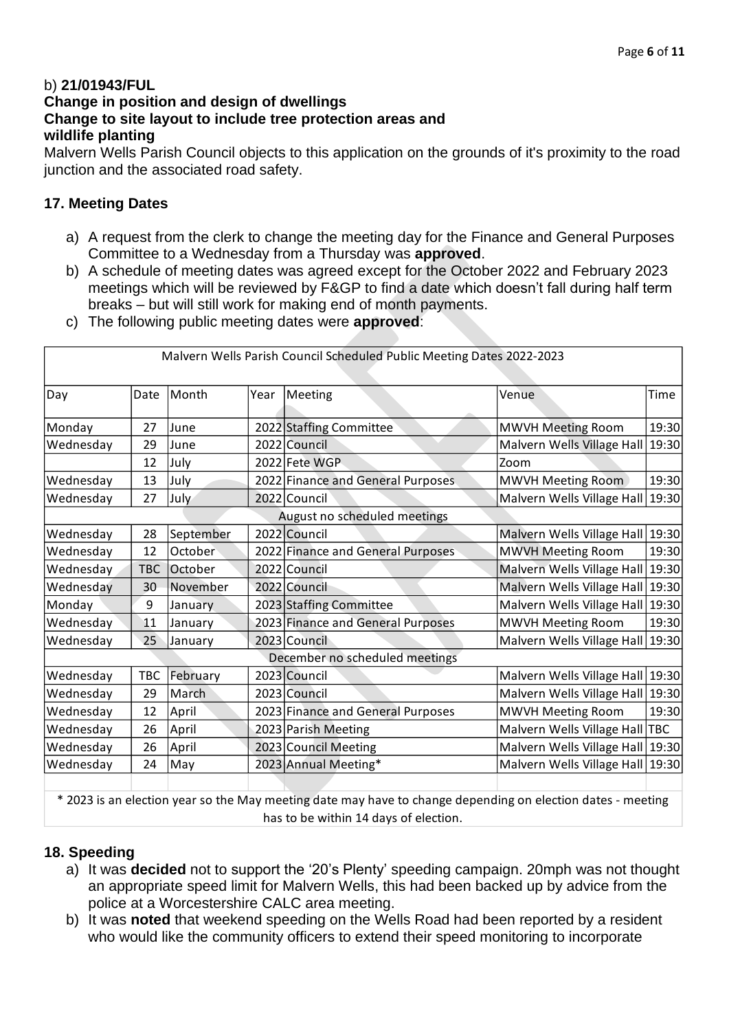b) **21/01943/FUL**
**Change in position and design of dwellings**
**Change to site layout to include tree protection areas and wildlife planting**

Malvern Wells Parish Council objects to this application on the grounds of it's proximity to the road junction and the associated road safety.

## 17. Meeting Dates

a) A request from the clerk to change the meeting day for the Finance and General Purposes Committee to a Wednesday from a Thursday was **approved**.

b) A schedule of meeting dates was agreed except for the October 2022 and February 2023 meetings which will be reviewed by F&GP to find a date which doesn't fall during half term breaks – but will still work for making end of month payments.

c) The following public meeting dates were **approved**:

| Malvern Wells Parish Council Scheduled Public Meeting Dates 2022-2023 | | | | | | |
|---|---|---|---|---|---|---|
| Day | Date | Month | Year | Meeting | Venue | Time |
| Monday | 27 | June | 2022 | Staffing Committee | MWVH Meeting Room | 19:30 |
| Wednesday | 29 | June | 2022 | Council | Malvern Wells Village Hall | 19:30 |
| | 12 | July | 2022 | Fete WGP | Zoom | |
| Wednesday | 13 | July | 2022 | Finance and General Purposes | MWVH Meeting Room | 19:30 |
| Wednesday | 27 | July | 2022 | Council | Malvern Wells Village Hall | 19:30 |
| August no scheduled meetings | | | | | | |
| Wednesday | 28 | September | 2022 | Council | Malvern Wells Village Hall | 19:30 |
| Wednesday | 12 | October | 2022 | Finance and General Purposes | MWVH Meeting Room | 19:30 |
| Wednesday | TBC | October | 2022 | Council | Malvern Wells Village Hall | 19:30 |
| Wednesday | 30 | November | 2022 | Council | Malvern Wells Village Hall | 19:30 |
| Monday | 9 | January | 2023 | Staffing Committee | Malvern Wells Village Hall | 19:30 |
| Wednesday | 11 | January | 2023 | Finance and General Purposes | MWVH Meeting Room | 19:30 |
| Wednesday | 25 | January | 2023 | Council | Malvern Wells Village Hall | 19:30 |
| December no scheduled meetings | | | | | | |
| Wednesday | TBC | February | 2023 | Council | Malvern Wells Village Hall | 19:30 |
| Wednesday | 29 | March | 2023 | Council | Malvern Wells Village Hall | 19:30 |
| Wednesday | 12 | April | 2023 | Finance and General Purposes | MWVH Meeting Room | 19:30 |
| Wednesday | 26 | April | 2023 | Parish Meeting | Malvern Wells Village Hall | TBC |
| Wednesday | 26 | April | 2023 | Council Meeting | Malvern Wells Village Hall | 19:30 |
| Wednesday | 24 | May | 2023 | Annual Meeting* | Malvern Wells Village Hall | 19:30 |
| * 2023 is an election year so the May meeting date may have to change depending on election dates - meeting has to be within 14 days of election. | | | | | | |

## 18. Speeding

a) It was **decided** not to support the '20's Plenty' speeding campaign. 20mph was not thought an appropriate speed limit for Malvern Wells, this had been backed up by advice from the police at a Worcestershire CALC area meeting.

b) It was **noted** that weekend speeding on the Wells Road had been reported by a resident who would like the community officers to extend their speed monitoring to incorporate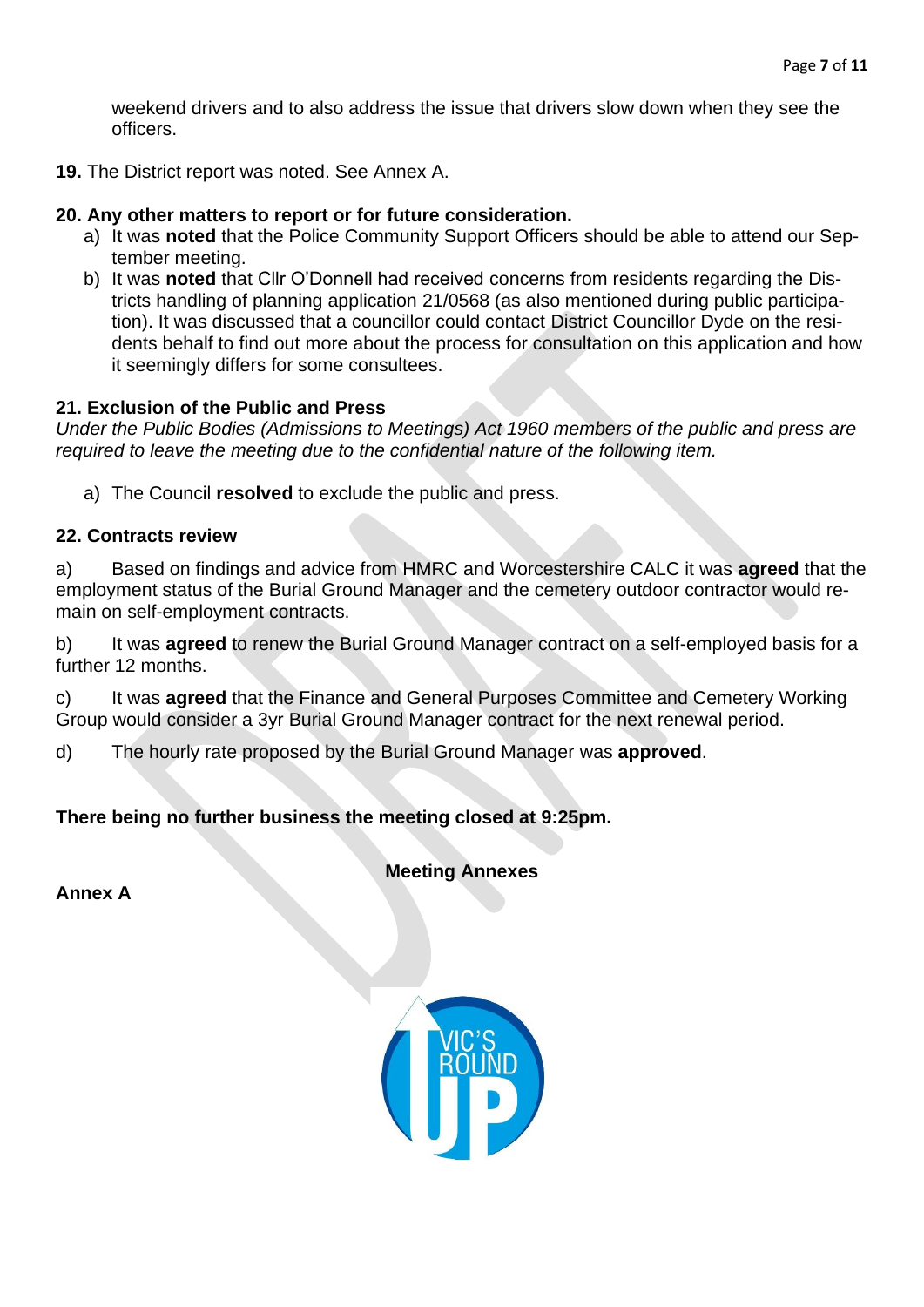weekend drivers and to also address the issue that drivers slow down when they see the officers.

**19.** The District report was noted. See Annex A.

**20. Any other matters to report or for future consideration.**

a) It was **noted** that the Police Community Support Officers should be able to attend our September meeting.
b) It was **noted** that Cllr O'Donnell had received concerns from residents regarding the Districts handling of planning application 21/0568 (as also mentioned during public participation). It was discussed that a councillor could contact District Councillor Dyde on the residents behalf to find out more about the process for consultation on this application and how it seemingly differs for some consultees.

**21. Exclusion of the Public and Press**

*Under the Public Bodies (Admissions to Meetings) Act 1960 members of the public and press are required to leave the meeting due to the confidential nature of the following item.*

a) The Council **resolved** to exclude the public and press.

**22. Contracts review**

a) Based on findings and advice from HMRC and Worcestershire CALC it was **agreed** that the employment status of the Burial Ground Manager and the cemetery outdoor contractor would remain on self-employment contracts.

b) It was **agreed** to renew the Burial Ground Manager contract on a self-employed basis for a further 12 months.

c) It was **agreed** that the Finance and General Purposes Committee and Cemetery Working Group would consider a 3yr Burial Ground Manager contract for the next renewal period.

d) The hourly rate proposed by the Burial Ground Manager was **approved**.

**There being no further business the meeting closed at 9:25pm.**

**Meeting Annexes**

**Annex A**

VIC'S ROUND UP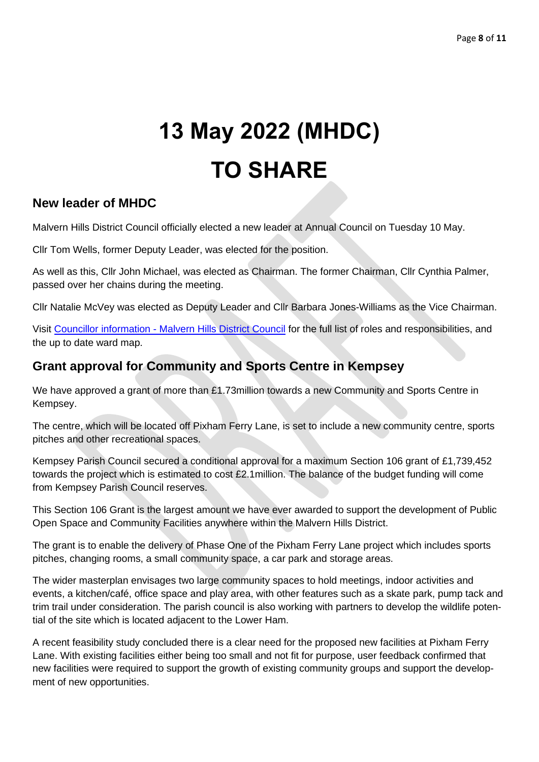# 13 May 2022 (MHDC)

# TO SHARE

## New leader of MHDC

Malvern Hills District Council officially elected a new leader at Annual Council on Tuesday 10 May.

Cllr Tom Wells, former Deputy Leader, was elected for the position.

As well as this, Cllr John Michael, was elected as Chairman. The former Chairman, Cllr Cynthia Palmer, passed over her chains during the meeting.

Cllr Natalie McVey was elected as Deputy Leader and Cllr Barbara Jones-Williams as the Vice Chairman.

Visit [Councillor information - Malvern Hills District Council] for the full list of roles and responsibilities, and the up to date ward map.

## Grant approval for Community and Sports Centre in Kempsey

We have approved a grant of more than £1.73million towards a new Community and Sports Centre in Kempsey.

The centre, which will be located off Pixham Ferry Lane, is set to include a new community centre, sports pitches and other recreational spaces.

Kempsey Parish Council secured a conditional approval for a maximum Section 106 grant of £1,739,452 towards the project which is estimated to cost £2.1million. The balance of the budget funding will come from Kempsey Parish Council reserves.

This Section 106 Grant is the largest amount we have ever awarded to support the development of Public Open Space and Community Facilities anywhere within the Malvern Hills District.

The grant is to enable the delivery of Phase One of the Pixham Ferry Lane project which includes sports pitches, changing rooms, a small community space, a car park and storage areas.

The wider masterplan envisages two large community spaces to hold meetings, indoor activities and events, a kitchen/café, office space and play area, with other features such as a skate park, pump tack and trim trail under consideration. The parish council is also working with partners to develop the wildlife potential of the site which is located adjacent to the Lower Ham.

A recent feasibility study concluded there is a clear need for the proposed new facilities at Pixham Ferry Lane. With existing facilities either being too small and not fit for purpose, user feedback confirmed that new facilities were required to support the growth of existing community groups and support the development of new opportunities.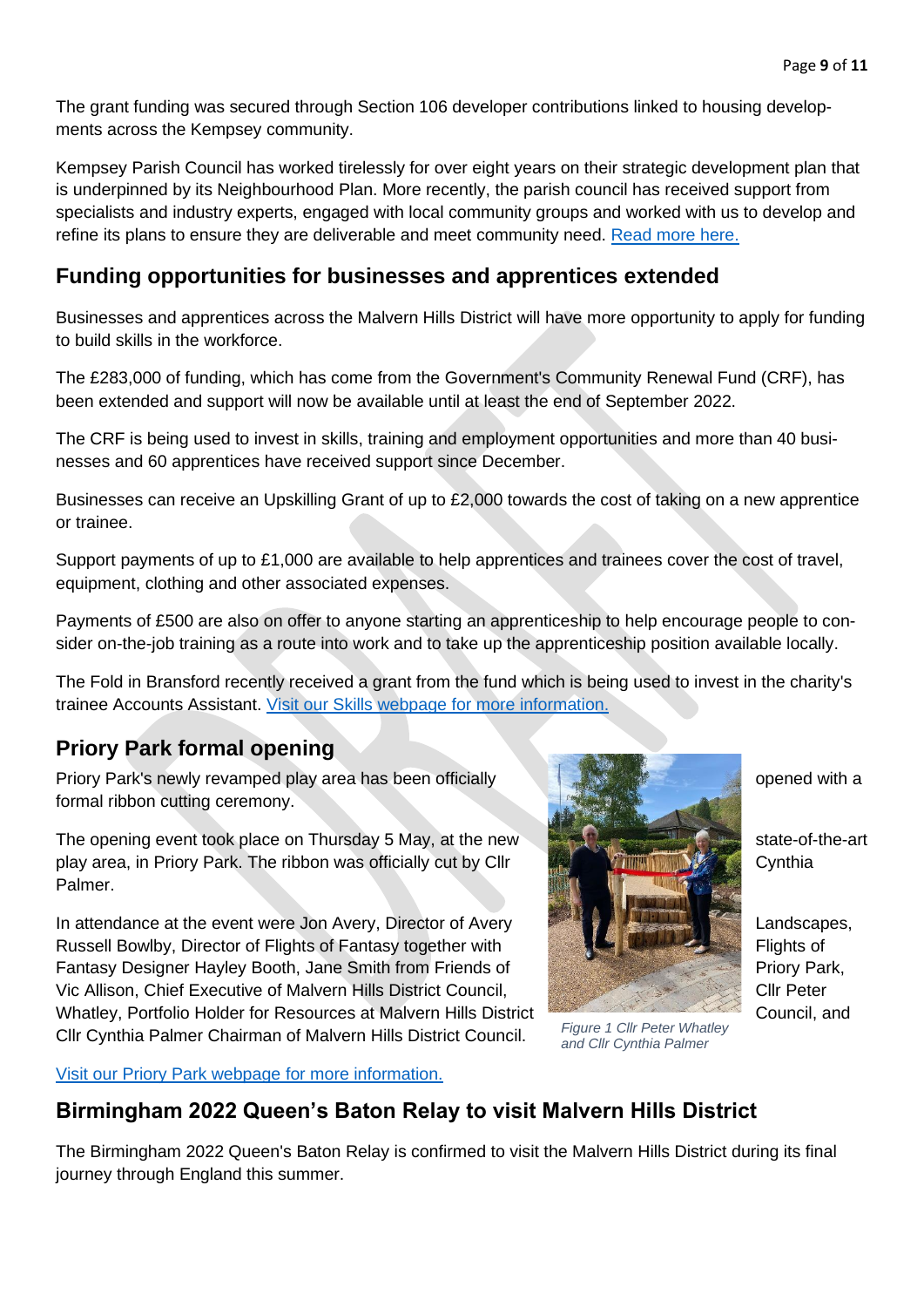The grant funding was secured through Section 106 developer contributions linked to housing developments across the Kempsey community.

Kempsey Parish Council has worked tirelessly for over eight years on their strategic development plan that is underpinned by its Neighbourhood Plan. More recently, the parish council has received support from specialists and industry experts, engaged with local community groups and worked with us to develop and refine its plans to ensure they are deliverable and meet community need. [Read more here.]

## Funding opportunities for businesses and apprentices extended

Businesses and apprentices across the Malvern Hills District will have more opportunity to apply for funding to build skills in the workforce.

The £283,000 of funding, which has come from the Government's Community Renewal Fund (CRF), has been extended and support will now be available until at least the end of September 2022.

The CRF is being used to invest in skills, training and employment opportunities and more than 40 businesses and 60 apprentices have received support since December.

Businesses can receive an Upskilling Grant of up to £2,000 towards the cost of taking on a new apprentice or trainee.

Support payments of up to £1,000 are available to help apprentices and trainees cover the cost of travel, equipment, clothing and other associated expenses.

Payments of £500 are also on offer to anyone starting an apprenticeship to help encourage people to consider on-the-job training as a route into work and to take up the apprenticeship position available locally.

The Fold in Bransford recently received a grant from the fund which is being used to invest in the charity's trainee Accounts Assistant. [Visit our Skills webpage for more information.]

## Priory Park formal opening

Priory Park's newly revamped play area has been officially opened with a formal ribbon cutting ceremony.

The opening event took place on Thursday 5 May, at the new state-of-the-art play area, in Priory Park. The ribbon was officially cut by Cllr Cynthia Palmer.

In attendance at the event were Jon Avery, Director of Avery Landscapes, Russell Bowlby, Director of Flights of Fantasy together with Flights of Fantasy Designer Hayley Booth, Jane Smith from Friends of Priory Park, Vic Allison, Chief Executive of Malvern Hills District Council, Cllr Peter Whatley, Portfolio Holder for Resources at Malvern Hills District Council, and Cllr Cynthia Palmer Chairman of Malvern Hills District Council.

*Figure 1 Cllr Peter Whatley and Cllr Cynthia Palmer*

[Visit our Priory Park webpage for more information.]

## Birmingham 2022 Queen's Baton Relay to visit Malvern Hills District

The Birmingham 2022 Queen's Baton Relay is confirmed to visit the Malvern Hills District during its final journey through England this summer.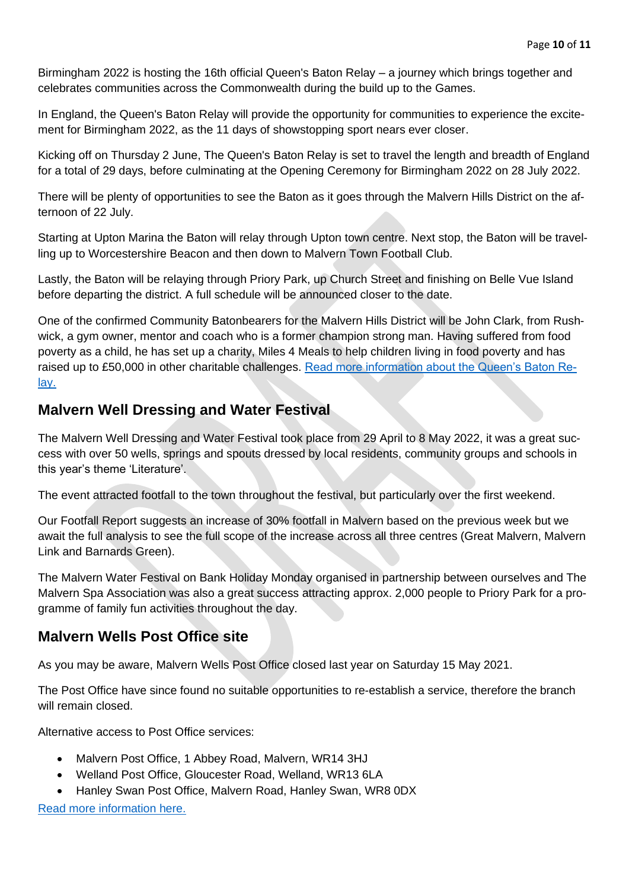Birmingham 2022 is hosting the 16th official Queen's Baton Relay – a journey which brings together and celebrates communities across the Commonwealth during the build up to the Games.

In England, the Queen's Baton Relay will provide the opportunity for communities to experience the excitement for Birmingham 2022, as the 11 days of showstopping sport nears ever closer.

Kicking off on Thursday 2 June, The Queen's Baton Relay is set to travel the length and breadth of England for a total of 29 days, before culminating at the Opening Ceremony for Birmingham 2022 on 28 July 2022.

There will be plenty of opportunities to see the Baton as it goes through the Malvern Hills District on the afternoon of 22 July.

Starting at Upton Marina the Baton will relay through Upton town centre. Next stop, the Baton will be travelling up to Worcestershire Beacon and then down to Malvern Town Football Club.

Lastly, the Baton will be relaying through Priory Park, up Church Street and finishing on Belle Vue Island before departing the district. A full schedule will be announced closer to the date.

One of the confirmed Community Batonbearers for the Malvern Hills District will be John Clark, from Rushwick, a gym owner, mentor and coach who is a former champion strong man. Having suffered from food poverty as a child, he has set up a charity, Miles 4 Meals to help children living in food poverty and has raised up to £50,000 in other charitable challenges. Read more information about the Queen's Baton Relay.

## Malvern Well Dressing and Water Festival

The Malvern Well Dressing and Water Festival took place from 29 April to 8 May 2022, it was a great success with over 50 wells, springs and spouts dressed by local residents, community groups and schools in this year's theme 'Literature'.

The event attracted footfall to the town throughout the festival, but particularly over the first weekend.

Our Footfall Report suggests an increase of 30% footfall in Malvern based on the previous week but we await the full analysis to see the full scope of the increase across all three centres (Great Malvern, Malvern Link and Barnards Green).

The Malvern Water Festival on Bank Holiday Monday organised in partnership between ourselves and The Malvern Spa Association was also a great success attracting approx. 2,000 people to Priory Park for a programme of family fun activities throughout the day.

## Malvern Wells Post Office site

As you may be aware, Malvern Wells Post Office closed last year on Saturday 15 May 2021.

The Post Office have since found no suitable opportunities to re-establish a service, therefore the branch will remain closed.

Alternative access to Post Office services:

- Malvern Post Office, 1 Abbey Road, Malvern, WR14 3HJ
- Welland Post Office, Gloucester Road, Welland, WR13 6LA
- Hanley Swan Post Office, Malvern Road, Hanley Swan, WR8 0DX

Read more information here.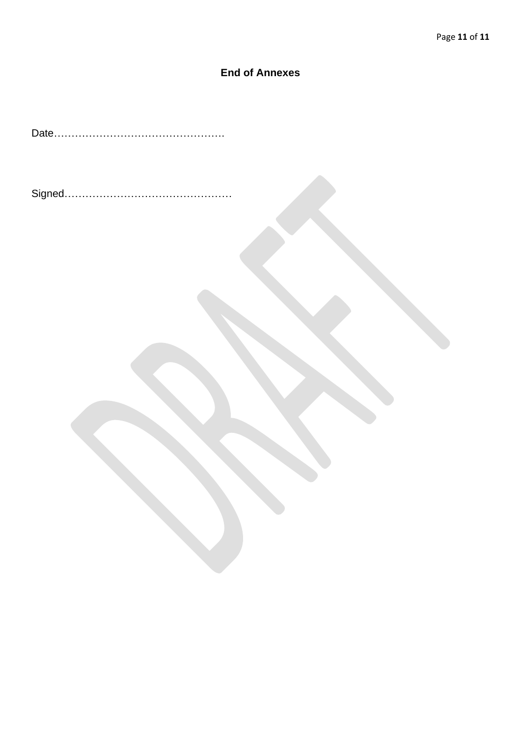**End of Annexes**

Date………………………………………….

Signed…………………………………………